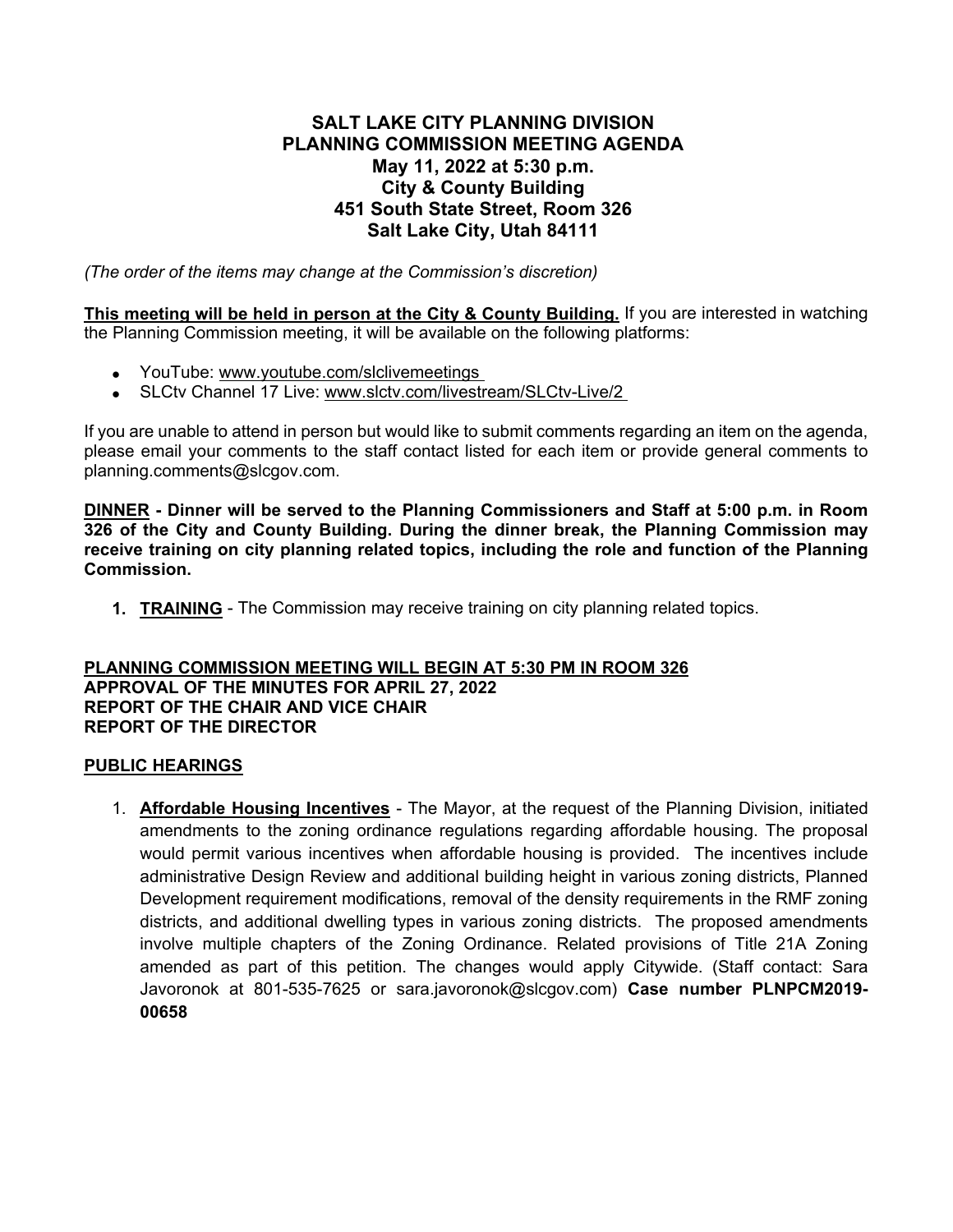# SALT LAKE CITY PLANNING DIVISION
# PLANNING COMMISSION MEETING AGENDA
## May 11, 2022 at 5:30 p.m.
## City & County Building
## 451 South State Street, Room 326
## Salt Lake City, Utah 84111

*(The order of the items may change at the Commission's discretion)*

**This meeting will be held in person at the City & County Building.** If you are interested in watching the Planning Commission meeting, it will be available on the following platforms:

- YouTube: www.youtube.com/slclivemeetings
- SLCtv Channel 17 Live: www.slctv.com/livestream/SLCtv-Live/2

If you are unable to attend in person but would like to submit comments regarding an item on the agenda, please email your comments to the staff contact listed for each item or provide general comments to planning.comments@slcgov.com.

**DINNER - Dinner will be served to the Planning Commissioners and Staff at 5:00 p.m. in Room 326 of the City and County Building. During the dinner break, the Planning Commission may receive training on city planning related topics, including the role and function of the Planning Commission.**

1. **TRAINING** - The Commission may receive training on city planning related topics.

**PLANNING COMMISSION MEETING WILL BEGIN AT 5:30 PM IN ROOM 326**
**APPROVAL OF THE MINUTES FOR APRIL 27, 2022**
**REPORT OF THE CHAIR AND VICE CHAIR**
**REPORT OF THE DIRECTOR**

**PUBLIC HEARINGS**

1. **Affordable Housing Incentives** - The Mayor, at the request of the Planning Division, initiated amendments to the zoning ordinance regulations regarding affordable housing. The proposal would permit various incentives when affordable housing is provided. The incentives include administrative Design Review and additional building height in various zoning districts, Planned Development requirement modifications, removal of the density requirements in the RMF zoning districts, and additional dwelling types in various zoning districts. The proposed amendments involve multiple chapters of the Zoning Ordinance. Related provisions of Title 21A Zoning amended as part of this petition. The changes would apply Citywide. (Staff contact: Sara Javoronok at 801-535-7625 or sara.javoronok@slcgov.com) **Case number PLNPCM2019-00658**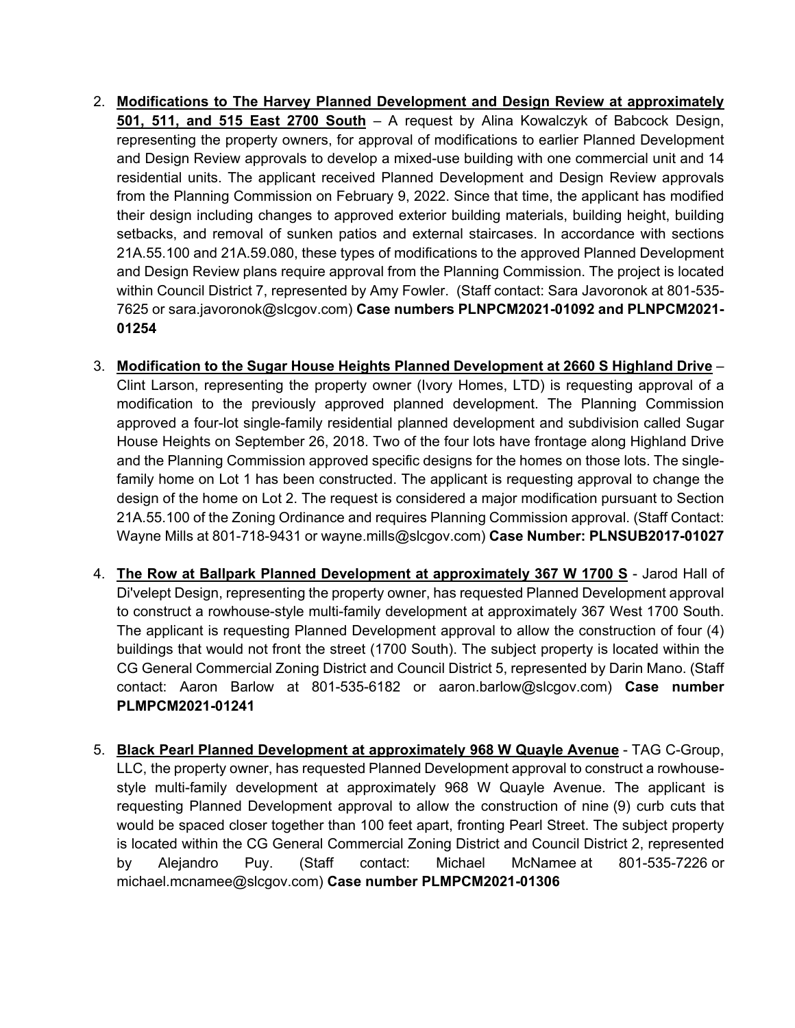2. **Modifications to The Harvey Planned Development and Design Review at approximately 501, 511, and 515 East 2700 South** – A request by Alina Kowalczyk of Babcock Design, representing the property owners, for approval of modifications to earlier Planned Development and Design Review approvals to develop a mixed-use building with one commercial unit and 14 residential units. The applicant received Planned Development and Design Review approvals from the Planning Commission on February 9, 2022. Since that time, the applicant has modified their design including changes to approved exterior building materials, building height, building setbacks, and removal of sunken patios and external staircases. In accordance with sections 21A.55.100 and 21A.59.080, these types of modifications to the approved Planned Development and Design Review plans require approval from the Planning Commission. The project is located within Council District 7, represented by Amy Fowler. (Staff contact: Sara Javoronok at 801-535-7625 or sara.javoronok@slcgov.com) **Case numbers PLNPCM2021-01092 and PLNPCM2021-01254**

3. **Modification to the Sugar House Heights Planned Development at 2660 S Highland Drive** – Clint Larson, representing the property owner (Ivory Homes, LTD) is requesting approval of a modification to the previously approved planned development. The Planning Commission approved a four-lot single-family residential planned development and subdivision called Sugar House Heights on September 26, 2018. Two of the four lots have frontage along Highland Drive and the Planning Commission approved specific designs for the homes on those lots. The single-family home on Lot 1 has been constructed. The applicant is requesting approval to change the design of the home on Lot 2. The request is considered a major modification pursuant to Section 21A.55.100 of the Zoning Ordinance and requires Planning Commission approval. (Staff Contact: Wayne Mills at 801-718-9431 or wayne.mills@slcgov.com) **Case Number: PLNSUB2017-01027**

4. **The Row at Ballpark Planned Development at approximately 367 W 1700 S** - Jarod Hall of Di'velept Design, representing the property owner, has requested Planned Development approval to construct a rowhouse-style multi-family development at approximately 367 West 1700 South. The applicant is requesting Planned Development approval to allow the construction of four (4) buildings that would not front the street (1700 South). The subject property is located within the CG General Commercial Zoning District and Council District 5, represented by Darin Mano. (Staff contact: Aaron Barlow at 801-535-6182 or aaron.barlow@slcgov.com) **Case number PLMPCM2021-01241**

5. **Black Pearl Planned Development at approximately 968 W Quayle Avenue** - TAG C-Group, LLC, the property owner, has requested Planned Development approval to construct a rowhouse-style multi-family development at approximately 968 W Quayle Avenue. The applicant is requesting Planned Development approval to allow the construction of nine (9) curb cuts that would be spaced closer together than 100 feet apart, fronting Pearl Street. The subject property is located within the CG General Commercial Zoning District and Council District 2, represented by Alejandro Puy. (Staff contact: Michael McNamee at 801-535-7226 or michael.mcnamee@slcgov.com) **Case number PLMPCM2021-01306**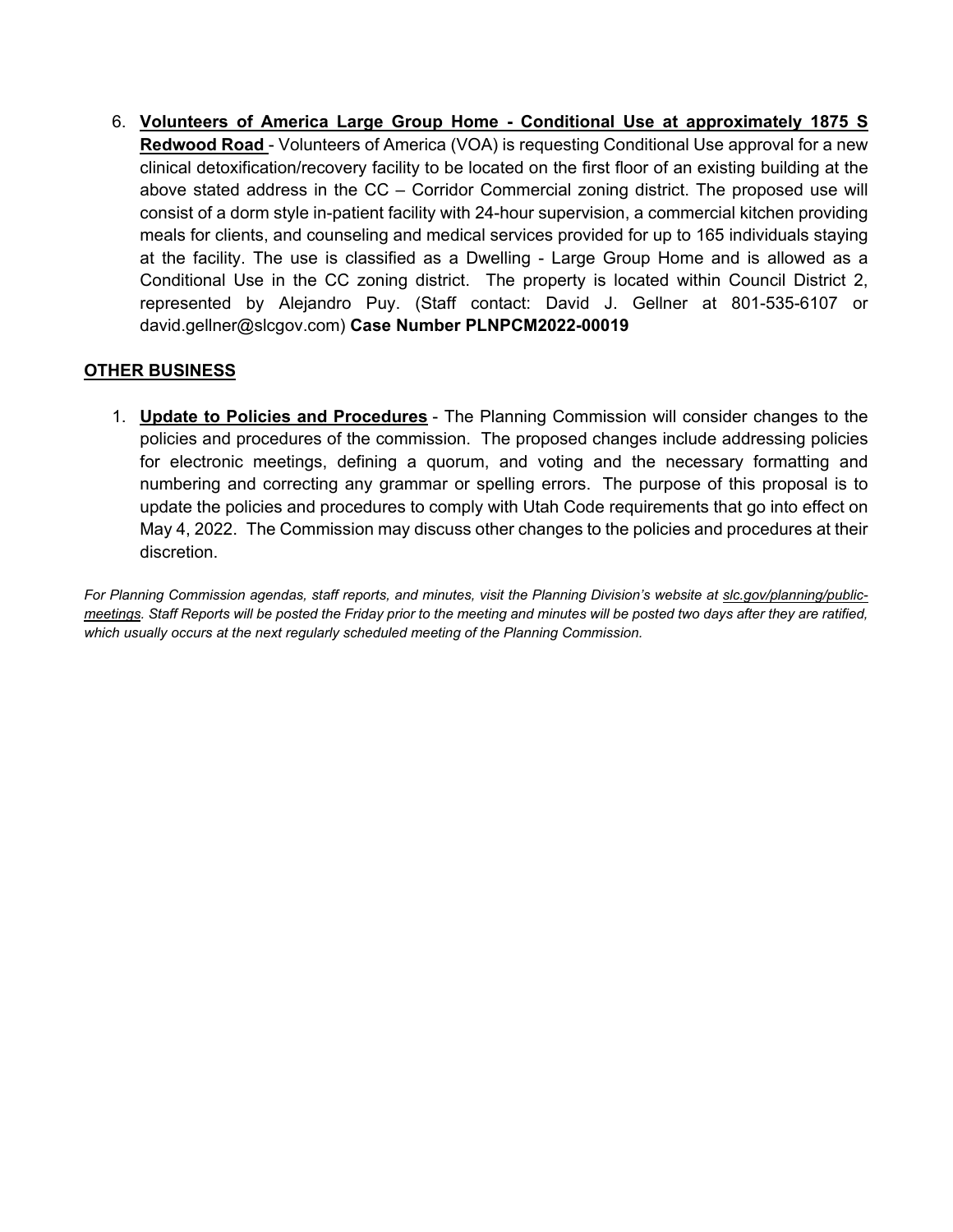6. **Volunteers of America Large Group Home - Conditional Use at approximately 1875 S Redwood Road** - Volunteers of America (VOA) is requesting Conditional Use approval for a new clinical detoxification/recovery facility to be located on the first floor of an existing building at the above stated address in the CC – Corridor Commercial zoning district. The proposed use will consist of a dorm style in-patient facility with 24-hour supervision, a commercial kitchen providing meals for clients, and counseling and medical services provided for up to 165 individuals staying at the facility. The use is classified as a Dwelling - Large Group Home and is allowed as a Conditional Use in the CC zoning district. The property is located within Council District 2, represented by Alejandro Puy. (Staff contact: David J. Gellner at 801-535-6107 or david.gellner@slcgov.com) **Case Number PLNPCM2022-00019**

**OTHER BUSINESS**

1. **Update to Policies and Procedures** - The Planning Commission will consider changes to the policies and procedures of the commission. The proposed changes include addressing policies for electronic meetings, defining a quorum, and voting and the necessary formatting and numbering and correcting any grammar or spelling errors. The purpose of this proposal is to update the policies and procedures to comply with Utah Code requirements that go into effect on May 4, 2022. The Commission may discuss other changes to the policies and procedures at their discretion.

*For Planning Commission agendas, staff reports, and minutes, visit the Planning Division's website at slc.gov/planning/public-meetings. Staff Reports will be posted the Friday prior to the meeting and minutes will be posted two days after they are ratified, which usually occurs at the next regularly scheduled meeting of the Planning Commission.*